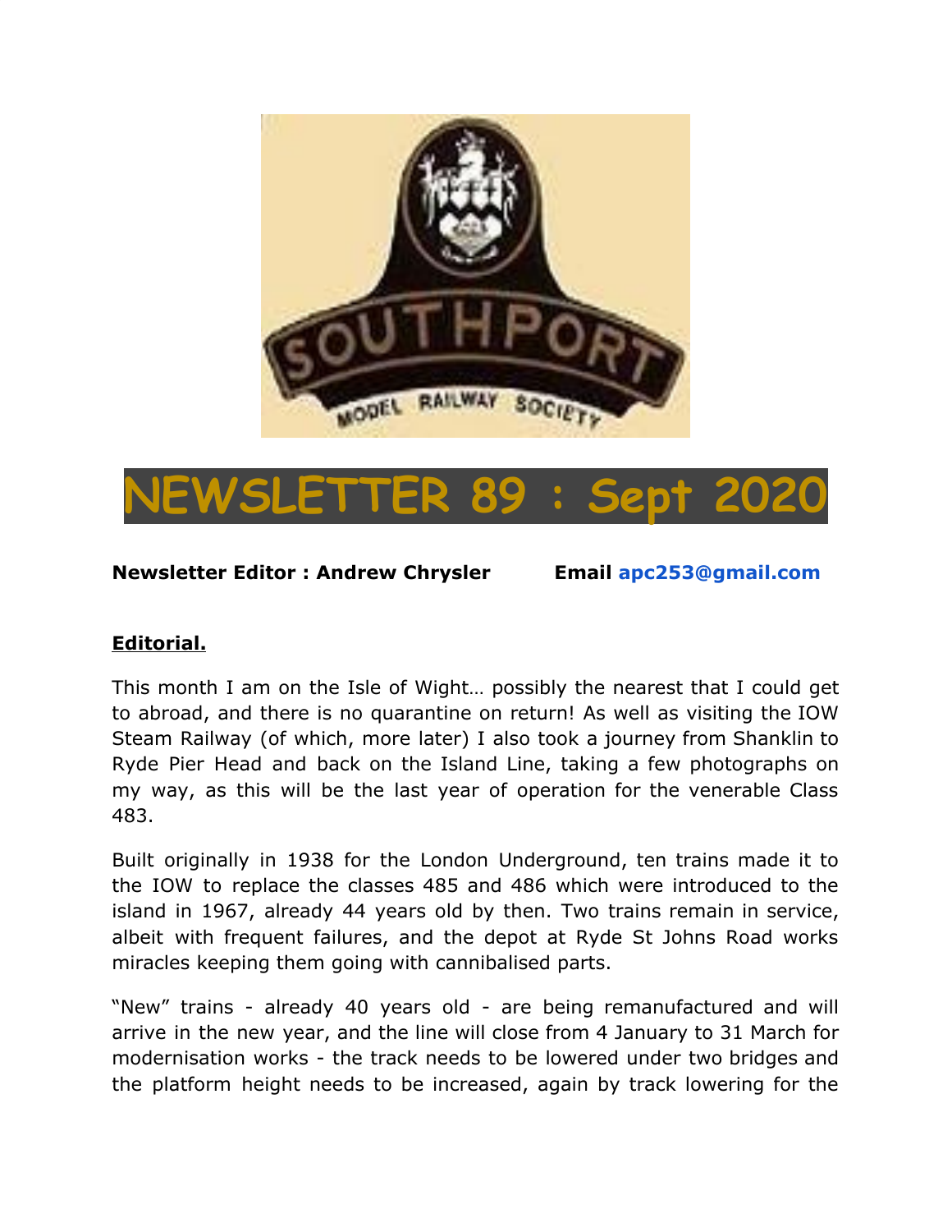# NEWSLETTER 89 : Sept 2020

**Newsletter Editor : Andrew Chrysler** **Email apc253@gmail.com**

## Editorial.

This month I am on the Isle of Wight… possibly the nearest that I could get to abroad, and there is no quarantine on return! As well as visiting the IOW Steam Railway (of which, more later) I also took a journey from Shanklin to Ryde Pier Head and back on the Island Line, taking a few photographs on my way, as this will be the last year of operation for the venerable Class 483.

Built originally in 1938 for the London Underground, ten trains made it to the IOW to replace the classes 485 and 486 which were introduced to the island in 1967, already 44 years old by then. Two trains remain in service, albeit with frequent failures, and the depot at Ryde St Johns Road works miracles keeping them going with cannibalised parts.

"New" trains - already 40 years old - are being remanufactured and will arrive in the new year, and the line will close from 4 January to 31 March for modernisation works - the track needs to be lowered under two bridges and the platform height needs to be increased, again by track lowering for the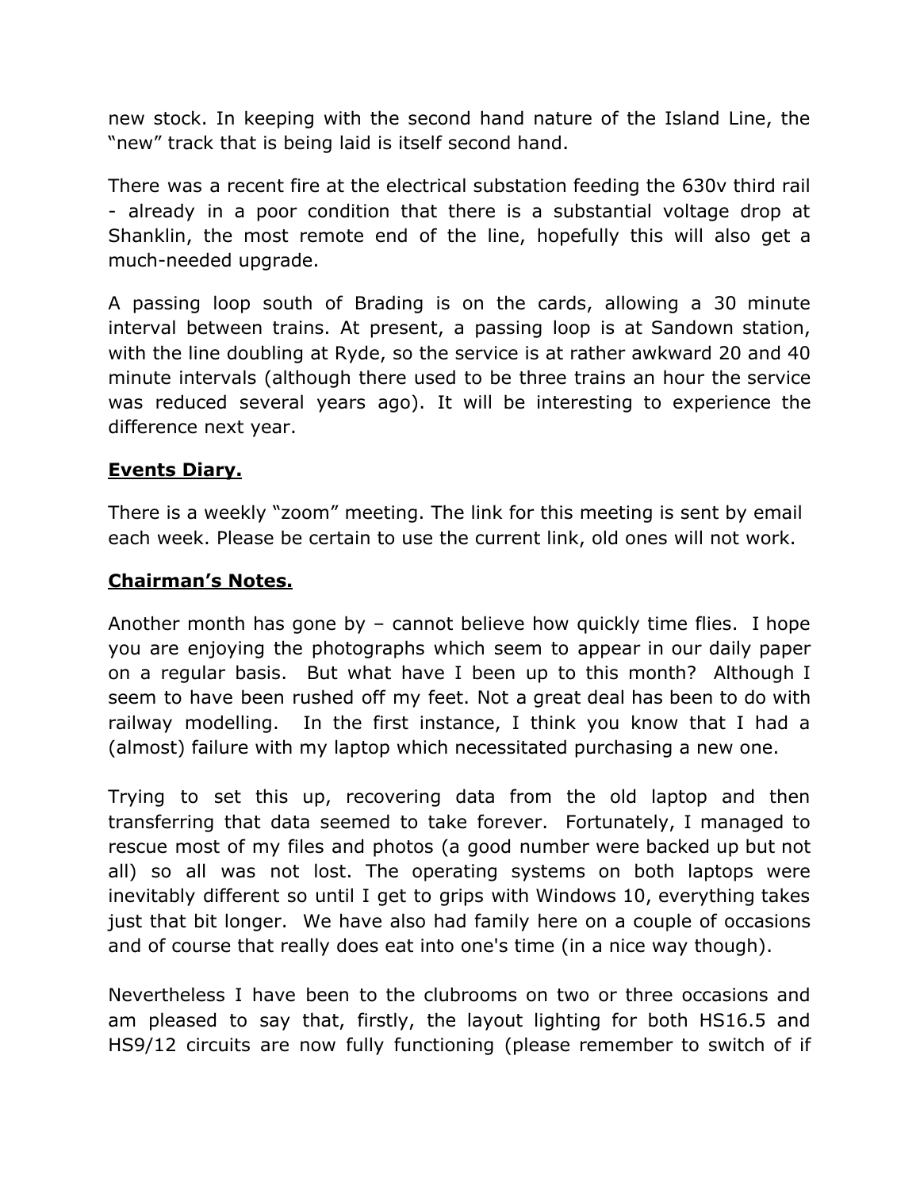new stock. In keeping with the second hand nature of the Island Line, the "new" track that is being laid is itself second hand.

There was a recent fire at the electrical substation feeding the 630v third rail - already in a poor condition that there is a substantial voltage drop at Shanklin, the most remote end of the line, hopefully this will also get a much-needed upgrade.

A passing loop south of Brading is on the cards, allowing a 30 minute interval between trains. At present, a passing loop is at Sandown station, with the line doubling at Ryde, so the service is at rather awkward 20 and 40 minute intervals (although there used to be three trains an hour the service was reduced several years ago). It will be interesting to experience the difference next year.

**Events Diary.**

There is a weekly "zoom" meeting. The link for this meeting is sent by email each week. Please be certain to use the current link, old ones will not work.

**Chairman's Notes.**

Another month has gone by – cannot believe how quickly time flies. I hope you are enjoying the photographs which seem to appear in our daily paper on a regular basis. But what have I been up to this month? Although I seem to have been rushed off my feet. Not a great deal has been to do with railway modelling. In the first instance, I think you know that I had a (almost) failure with my laptop which necessitated purchasing a new one.

Trying to set this up, recovering data from the old laptop and then transferring that data seemed to take forever. Fortunately, I managed to rescue most of my files and photos (a good number were backed up but not all) so all was not lost. The operating systems on both laptops were inevitably different so until I get to grips with Windows 10, everything takes just that bit longer. We have also had family here on a couple of occasions and of course that really does eat into one's time (in a nice way though).

Nevertheless I have been to the clubrooms on two or three occasions and am pleased to say that, firstly, the layout lighting for both HS16.5 and HS9/12 circuits are now fully functioning (please remember to switch of if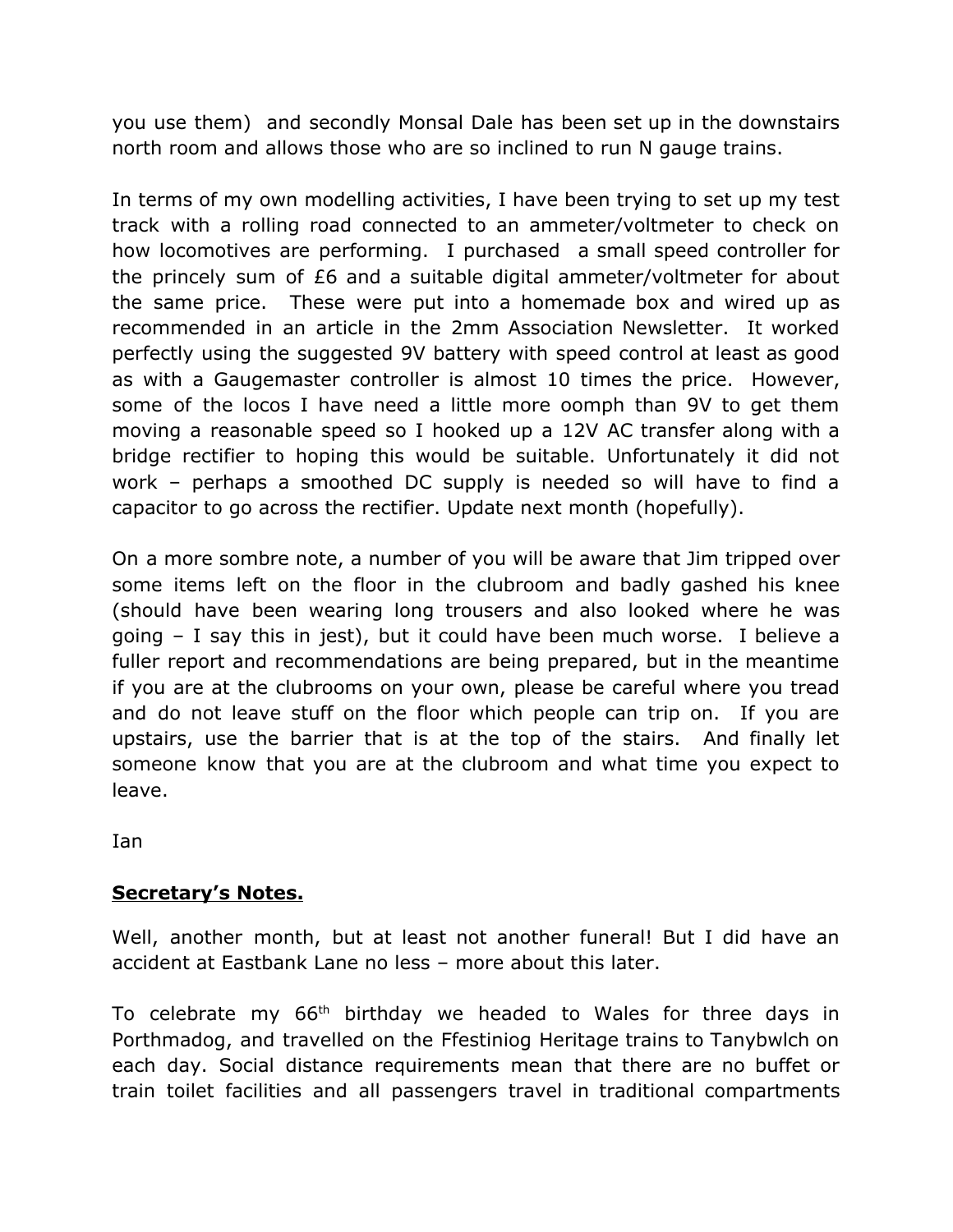you use them)  and secondly Monsal Dale has been set up in the downstairs north room and allows those who are so inclined to run N gauge trains.

In terms of my own modelling activities, I have been trying to set up my test track with a rolling road connected to an ammeter/voltmeter to check on how locomotives are performing.  I purchased  a small speed controller for the princely sum of £6 and a suitable digital ammeter/voltmeter for about the same price.  These were put into a homemade box and wired up as recommended in an article in the 2mm Association Newsletter.  It worked perfectly using the suggested 9V battery with speed control at least as good as with a Gaugemaster controller is almost 10 times the price.  However, some of the locos I have need a little more oomph than 9V to get them moving a reasonable speed so I hooked up a 12V AC transfer along with a bridge rectifier to hoping this would be suitable. Unfortunately it did not work – perhaps a smoothed DC supply is needed so will have to find a capacitor to go across the rectifier. Update next month (hopefully).

On a more sombre note, a number of you will be aware that Jim tripped over some items left on the floor in the clubroom and badly gashed his knee (should have been wearing long trousers and also looked where he was going – I say this in jest), but it could have been much worse.  I believe a fuller report and recommendations are being prepared, but in the meantime if you are at the clubrooms on your own, please be careful where you tread and do not leave stuff on the floor which people can trip on.  If you are upstairs, use the barrier that is at the top of the stairs.  And finally let someone know that you are at the clubroom and what time you expect to leave.

Ian

## **Secretary's Notes.**

Well, another month, but at least not another funeral! But I did have an accident at Eastbank Lane no less – more about this later.

To celebrate my 66th birthday we headed to Wales for three days in Porthmadog, and travelled on the Ffestiniog Heritage trains to Tanybwlch on each day. Social distance requirements mean that there are no buffet or train toilet facilities and all passengers travel in traditional compartments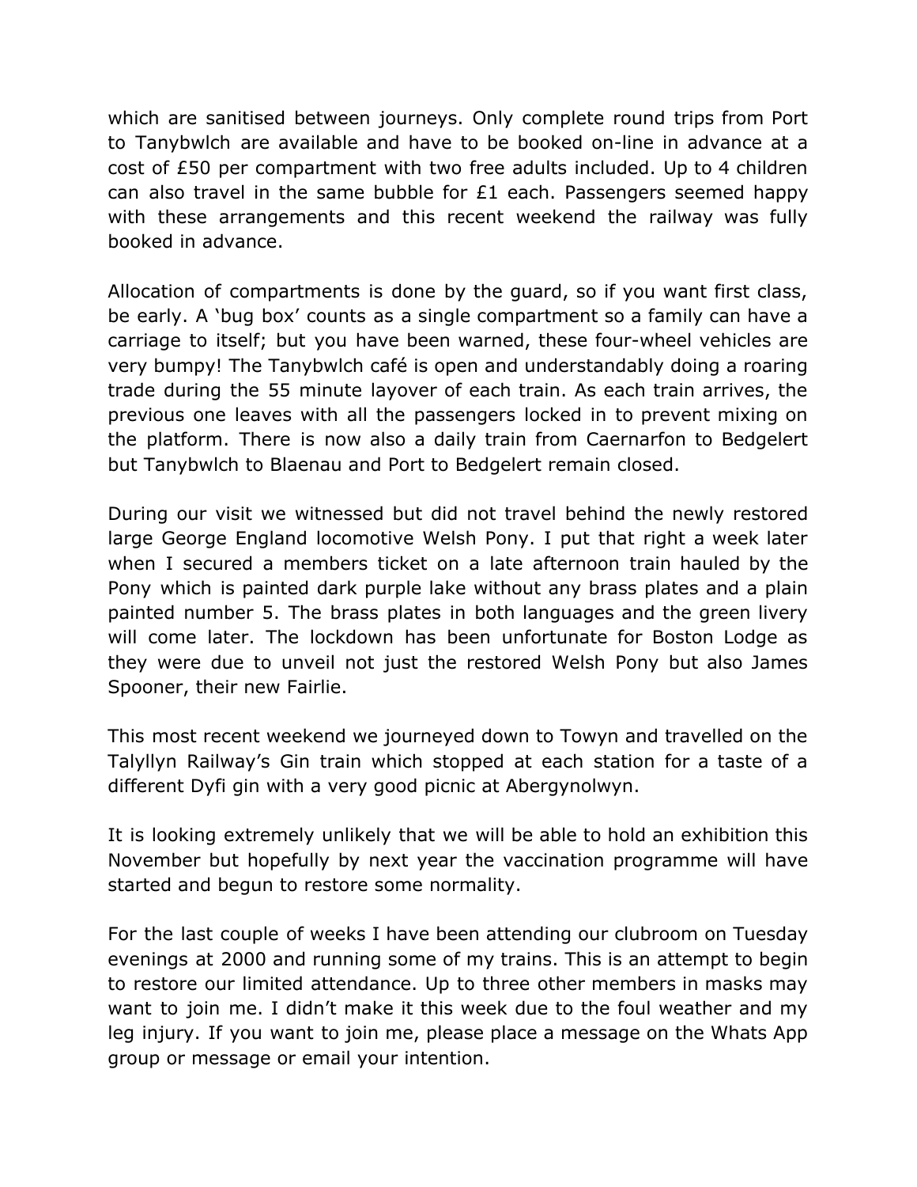which are sanitised between journeys. Only complete round trips from Port to Tanybwlch are available and have to be booked on-line in advance at a cost of £50 per compartment with two free adults included. Up to 4 children can also travel in the same bubble for £1 each. Passengers seemed happy with these arrangements and this recent weekend the railway was fully booked in advance.

Allocation of compartments is done by the guard, so if you want first class, be early. A 'bug box' counts as a single compartment so a family can have a carriage to itself; but you have been warned, these four-wheel vehicles are very bumpy! The Tanybwlch café is open and understandably doing a roaring trade during the 55 minute layover of each train. As each train arrives, the previous one leaves with all the passengers locked in to prevent mixing on the platform. There is now also a daily train from Caernarfon to Bedgelert but Tanybwlch to Blaenau and Port to Bedgelert remain closed.

During our visit we witnessed but did not travel behind the newly restored large George England locomotive Welsh Pony. I put that right a week later when I secured a members ticket on a late afternoon train hauled by the Pony which is painted dark purple lake without any brass plates and a plain painted number 5. The brass plates in both languages and the green livery will come later. The lockdown has been unfortunate for Boston Lodge as they were due to unveil not just the restored Welsh Pony but also James Spooner, their new Fairlie.

This most recent weekend we journeyed down to Towyn and travelled on the Talyllyn Railway's Gin train which stopped at each station for a taste of a different Dyfi gin with a very good picnic at Abergynolwyn.

It is looking extremely unlikely that we will be able to hold an exhibition this November but hopefully by next year the vaccination programme will have started and begun to restore some normality.

For the last couple of weeks I have been attending our clubroom on Tuesday evenings at 2000 and running some of my trains. This is an attempt to begin to restore our limited attendance. Up to three other members in masks may want to join me. I didn't make it this week due to the foul weather and my leg injury. If you want to join me, please place a message on the Whats App group or message or email your intention.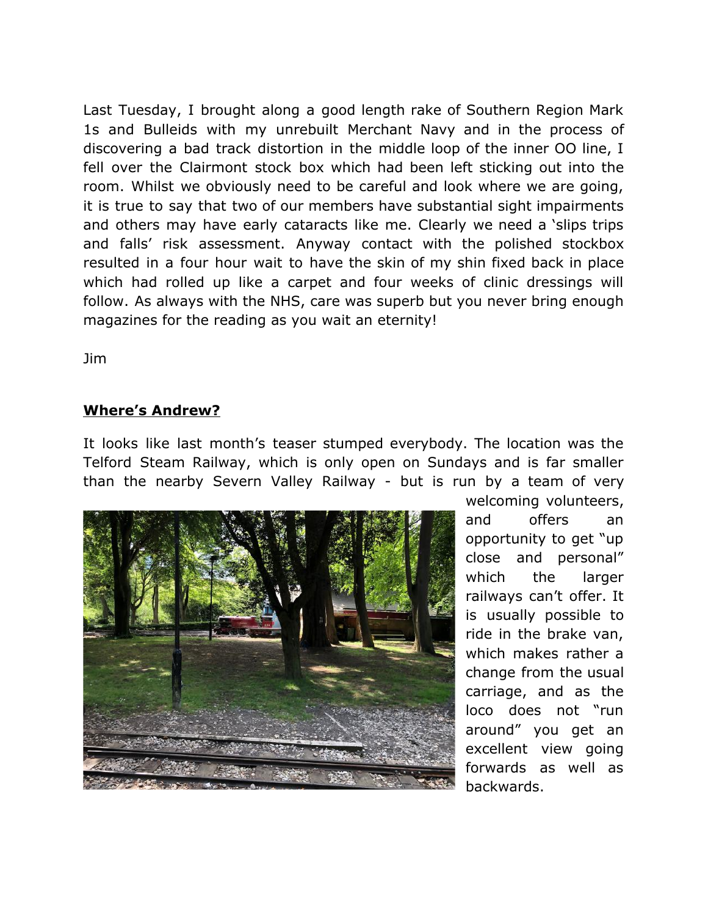Last Tuesday, I brought along a good length rake of Southern Region Mark 1s and Bulleids with my unrebuilt Merchant Navy and in the process of discovering a bad track distortion in the middle loop of the inner OO line, I fell over the Clairmont stock box which had been left sticking out into the room. Whilst we obviously need to be careful and look where we are going, it is true to say that two of our members have substantial sight impairments and others may have early cataracts like me. Clearly we need a 'slips trips and falls' risk assessment. Anyway contact with the polished stockbox resulted in a four hour wait to have the skin of my shin fixed back in place which had rolled up like a carpet and four weeks of clinic dressings will follow. As always with the NHS, care was superb but you never bring enough magazines for the reading as you wait an eternity!

Jim

## **Where's Andrew?**

It looks like last month's teaser stumped everybody. The location was the Telford Steam Railway, which is only open on Sundays and is far smaller than the nearby Severn Valley Railway - but is run by a team of very welcoming volunteers, and offers an opportunity to get "up close and personal" which the larger railways can't offer. It is usually possible to ride in the brake van, which makes rather a change from the usual carriage, and as the loco does not "run around" you get an excellent view going forwards as well as backwards.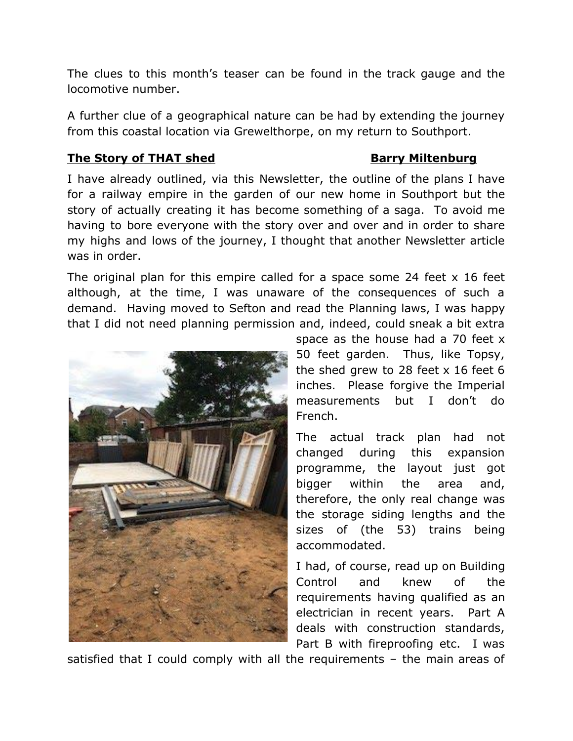The clues to this month's teaser can be found in the track gauge and the locomotive number.

A further clue of a geographical nature can be had by extending the journey from this coastal location via Grewelthorpe, on my return to Southport.

**The Story of THAT shed** **Barry Miltenburg**

I have already outlined, via this Newsletter, the outline of the plans I have for a railway empire in the garden of our new home in Southport but the story of actually creating it has become something of a saga. To avoid me having to bore everyone with the story over and over and in order to share my highs and lows of the journey, I thought that another Newsletter article was in order.

The original plan for this empire called for a space some 24 feet x 16 feet although, at the time, I was unaware of the consequences of such a demand. Having moved to Sefton and read the Planning laws, I was happy that I did not need planning permission and, indeed, could sneak a bit extra space as the house had a 70 feet x 50 feet garden. Thus, like Topsy, the shed grew to 28 feet x 16 feet 6 inches. Please forgive the Imperial measurements but I don't do French.

The actual track plan had not changed during this expansion programme, the layout just got bigger within the area and, therefore, the only real change was the storage siding lengths and the sizes of (the 53) trains being accommodated.

I had, of course, read up on Building Control and knew of the requirements having qualified as an electrician in recent years. Part A deals with construction standards, Part B with fireproofing etc. I was satisfied that I could comply with all the requirements – the main areas of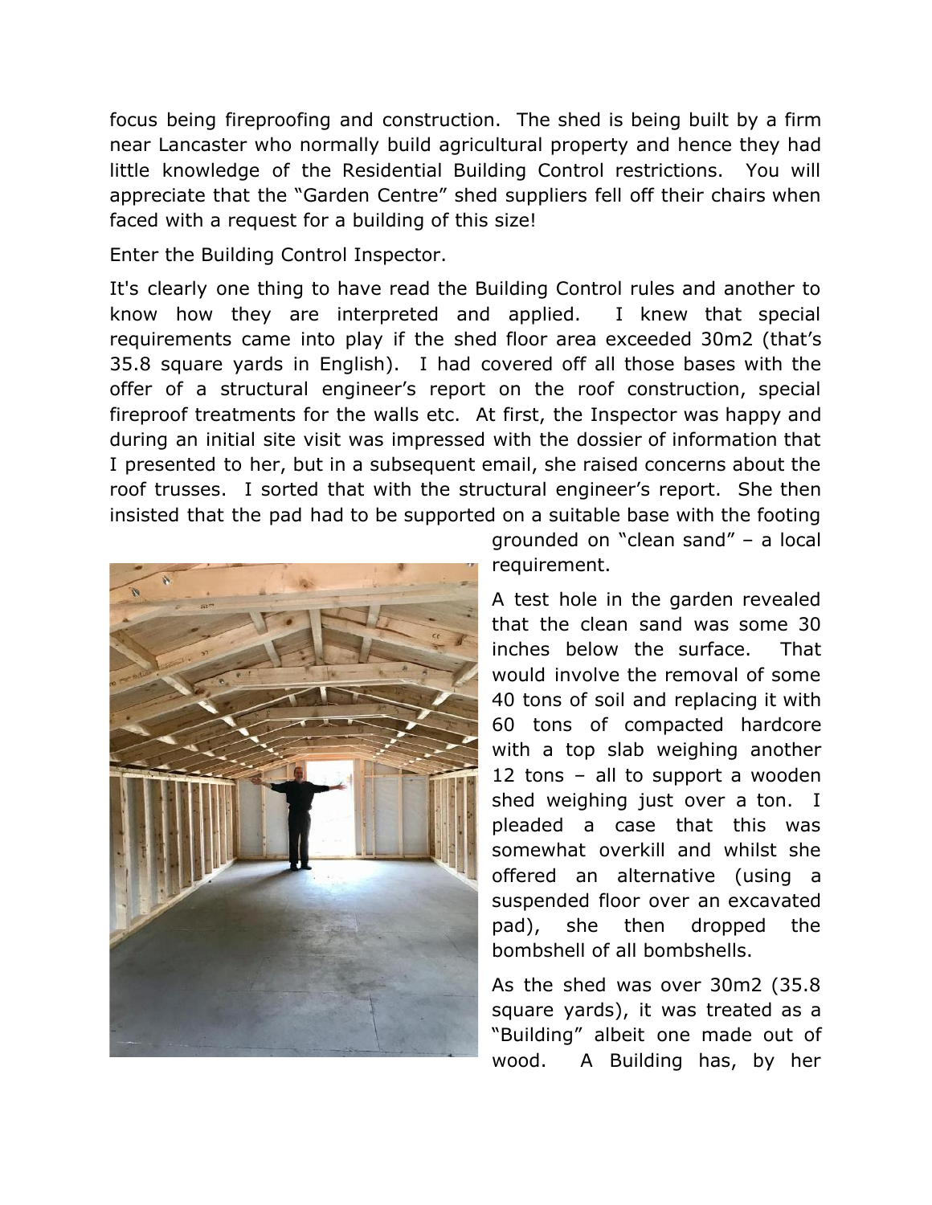focus being fireproofing and construction. The shed is being built by a firm near Lancaster who normally build agricultural property and hence they had little knowledge of the Residential Building Control restrictions. You will appreciate that the "Garden Centre" shed suppliers fell off their chairs when faced with a request for a building of this size!

Enter the Building Control Inspector.

It's clearly one thing to have read the Building Control rules and another to know how they are interpreted and applied. I knew that special requirements came into play if the shed floor area exceeded 30m2 (that's 35.8 square yards in English). I had covered off all those bases with the offer of a structural engineer's report on the roof construction, special fireproof treatments for the walls etc. At first, the Inspector was happy and during an initial site visit was impressed with the dossier of information that I presented to her, but in a subsequent email, she raised concerns about the roof trusses. I sorted that with the structural engineer's report. She then insisted that the pad had to be supported on a suitable base with the footing grounded on "clean sand" – a local requirement.

A test hole in the garden revealed that the clean sand was some 30 inches below the surface. That would involve the removal of some 40 tons of soil and replacing it with 60 tons of compacted hardcore with a top slab weighing another 12 tons – all to support a wooden shed weighing just over a ton. I pleaded a case that this was somewhat overkill and whilst she offered an alternative (using a suspended floor over an excavated pad), she then dropped the bombshell of all bombshells.

As the shed was over 30m2 (35.8 square yards), it was treated as a "Building" albeit one made out of wood. A Building has, by her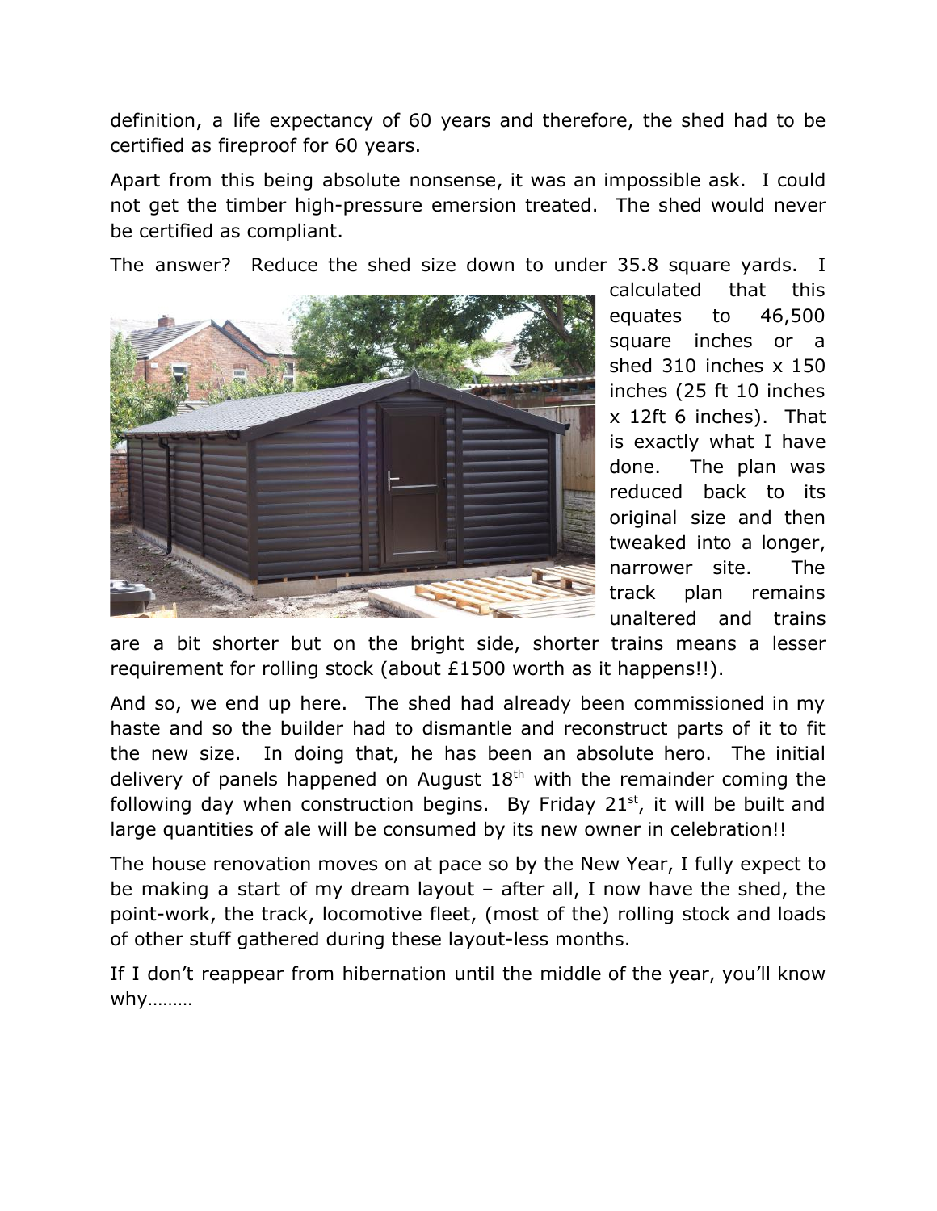definition, a life expectancy of 60 years and therefore, the shed had to be certified as fireproof for 60 years.

Apart from this being absolute nonsense, it was an impossible ask. I could not get the timber high-pressure emersion treated. The shed would never be certified as compliant.

The answer? Reduce the shed size down to under 35.8 square yards. I calculated that this equates to 46,500 square inches or a shed 310 inches x 150 inches (25 ft 10 inches x 12ft 6 inches). That is exactly what I have done. The plan was reduced back to its original size and then tweaked into a longer, narrower site. The track plan remains unaltered and trains are a bit shorter but on the bright side, shorter trains means a lesser requirement for rolling stock (about £1500 worth as it happens!!).

And so, we end up here. The shed had already been commissioned in my haste and so the builder had to dismantle and reconstruct parts of it to fit the new size. In doing that, he has been an absolute hero. The initial delivery of panels happened on August 18th with the remainder coming the following day when construction begins. By Friday 21st, it will be built and large quantities of ale will be consumed by its new owner in celebration!!

The house renovation moves on at pace so by the New Year, I fully expect to be making a start of my dream layout – after all, I now have the shed, the point-work, the track, locomotive fleet, (most of the) rolling stock and loads of other stuff gathered during these layout-less months.

If I don't reappear from hibernation until the middle of the year, you'll know why………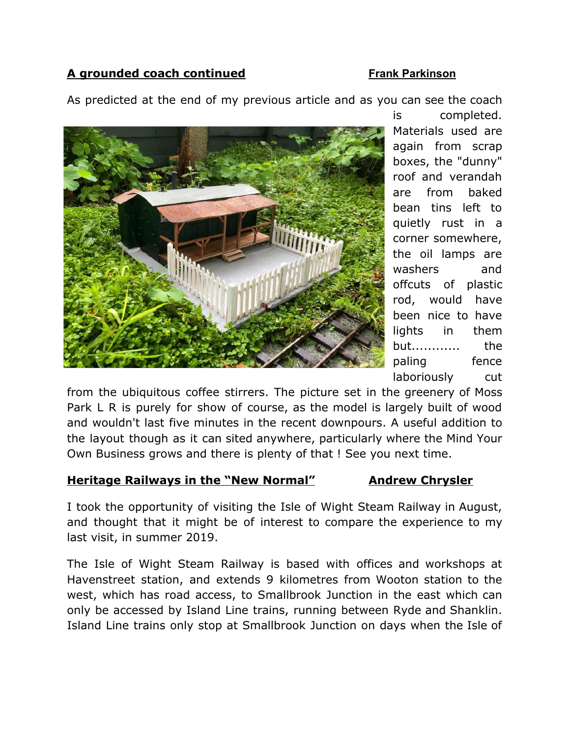**A grounded coach continued** **Frank Parkinson**

As predicted at the end of my previous article and as you can see the coach is completed. Materials used are again from scrap boxes, the "dunny" roof and verandah are from baked bean tins left to quietly rust in a corner somewhere, the oil lamps are washers and offcuts of plastic rod, would have been nice to have lights in them but........... the paling fence laboriously cut from the ubiquitous coffee stirrers. The picture set in the greenery of Moss Park L R is purely for show of course, as the model is largely built of wood and wouldn't last five minutes in the recent downpours. A useful addition to the layout though as it can sited anywhere, particularly where the Mind Your Own Business grows and there is plenty of that ! See you next time.

**Heritage Railways in the "New Normal"** **Andrew Chrysler**

I took the opportunity of visiting the Isle of Wight Steam Railway in August, and thought that it might be of interest to compare the experience to my last visit, in summer 2019.

The Isle of Wight Steam Railway is based with offices and workshops at Havenstreet station, and extends 9 kilometres from Wooton station to the west, which has road access, to Smallbrook Junction in the east which can only be accessed by Island Line trains, running between Ryde and Shanklin. Island Line trains only stop at Smallbrook Junction on days when the Isle of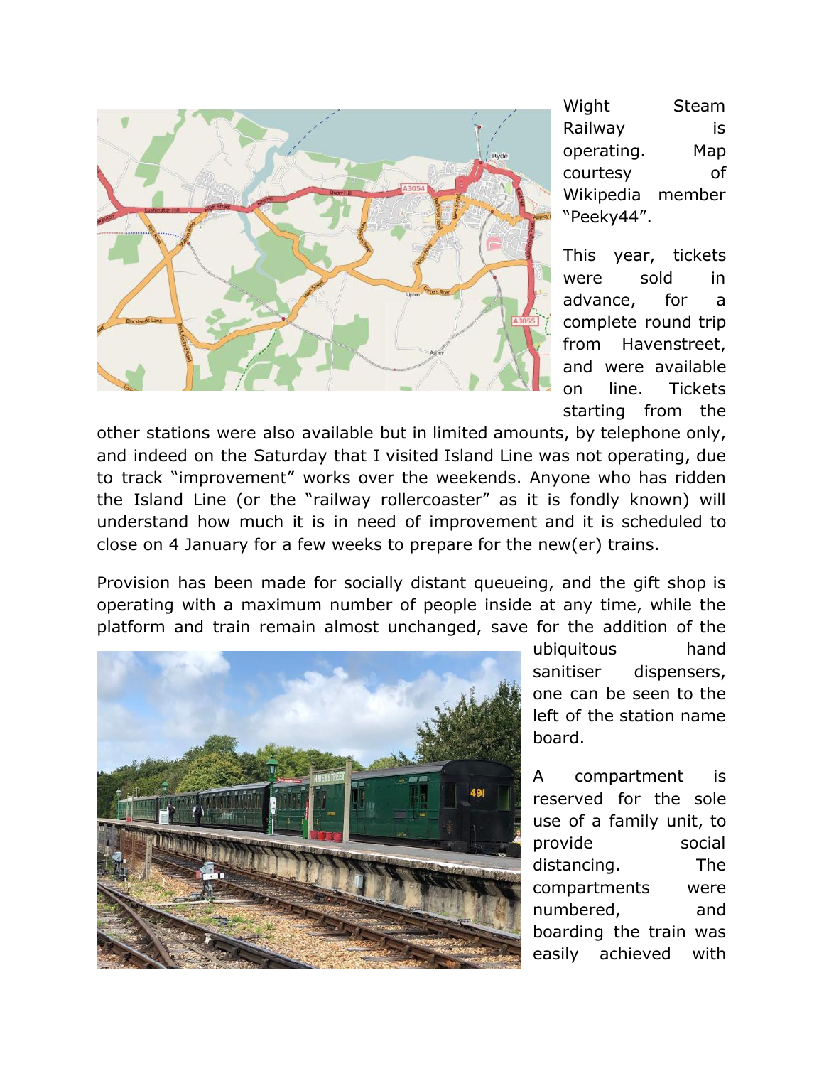Wight Steam Railway is operating. Map courtesy of Wikipedia member "Peeky44".

This year, tickets were sold in advance, for a complete round trip from Havenstreet, and were available on line. Tickets starting from the other stations were also available but in limited amounts, by telephone only, and indeed on the Saturday that I visited Island Line was not operating, due to track "improvement" works over the weekends. Anyone who has ridden the Island Line (or the "railway rollercoaster" as it is fondly known) will understand how much it is in need of improvement and it is scheduled to close on 4 January for a few weeks to prepare for the new(er) trains.

Provision has been made for socially distant queueing, and the gift shop is operating with a maximum number of people inside at any time, while the platform and train remain almost unchanged, save for the addition of the ubiquitous hand sanitiser dispensers, one can be seen to the left of the station name board.

A compartment is reserved for the sole use of a family unit, to provide social distancing. The compartments were numbered, and boarding the train was easily achieved with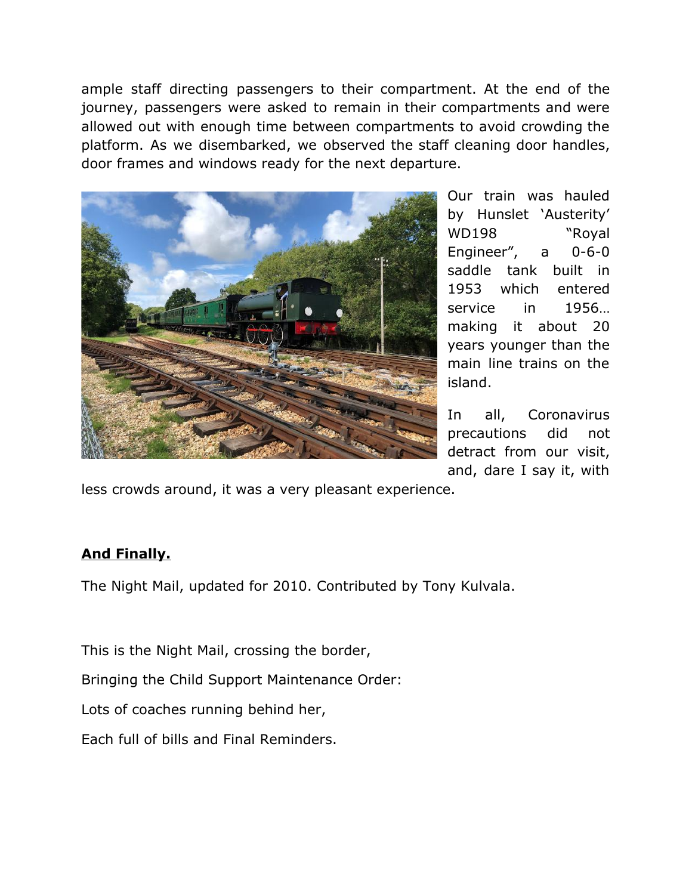ample staff directing passengers to their compartment. At the end of the journey, passengers were asked to remain in their compartments and were allowed out with enough time between compartments to avoid crowding the platform. As we disembarked, we observed the staff cleaning door handles, door frames and windows ready for the next departure.

Our train was hauled by Hunslet 'Austerity' WD198 "Royal Engineer", a 0-6-0 saddle tank built in 1953 which entered service in 1956… making it about 20 years younger than the main line trains on the island.

In all, Coronavirus precautions did not detract from our visit, and, dare I say it, with less crowds around, it was a very pleasant experience.

## **And Finally.**

The Night Mail, updated for 2010. Contributed by Tony Kulvala.

This is the Night Mail, crossing the border,

Bringing the Child Support Maintenance Order:

Lots of coaches running behind her,

Each full of bills and Final Reminders.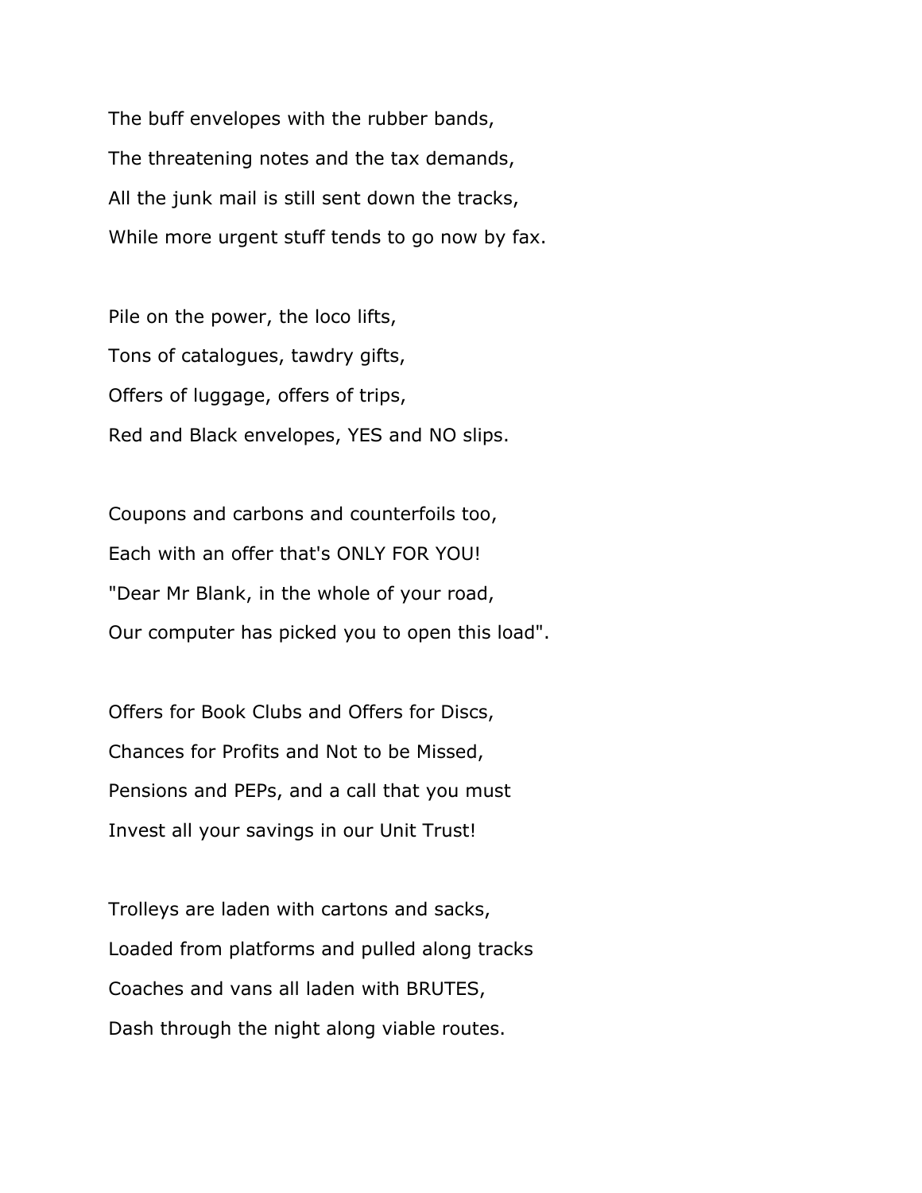The buff envelopes with the rubber bands,
The threatening notes and the tax demands,
All the junk mail is still sent down the tracks,
While more urgent stuff tends to go now by fax.

Pile on the power, the loco lifts,
Tons of catalogues, tawdry gifts,
Offers of luggage, offers of trips,
Red and Black envelopes, YES and NO slips.

Coupons and carbons and counterfoils too,
Each with an offer that's ONLY FOR YOU!
"Dear Mr Blank, in the whole of your road,
Our computer has picked you to open this load".

Offers for Book Clubs and Offers for Discs,
Chances for Profits and Not to be Missed,
Pensions and PEPs, and a call that you must
Invest all your savings in our Unit Trust!

Trolleys are laden with cartons and sacks,
Loaded from platforms and pulled along tracks
Coaches and vans all laden with BRUTES,
Dash through the night along viable routes.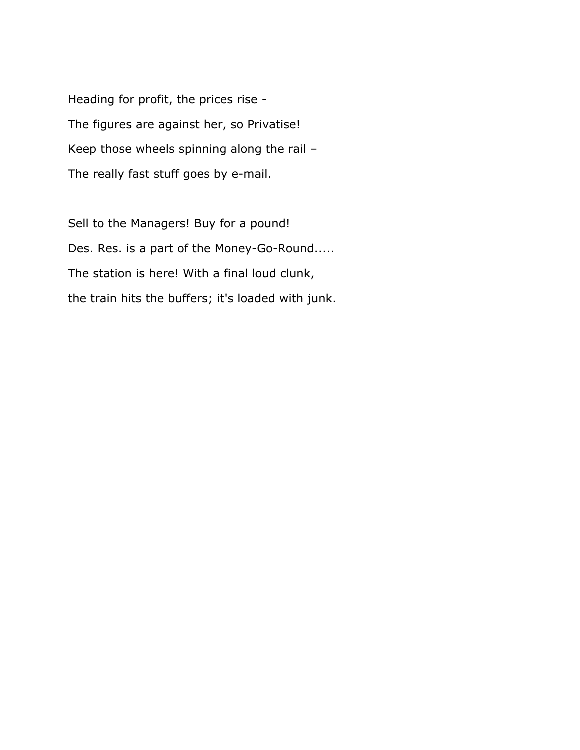Heading for profit, the prices rise -  
The figures are against her, so Privatise!  
Keep those wheels spinning along the rail –  
The really fast stuff goes by e-mail.

Sell to the Managers! Buy for a pound!  
Des. Res. is a part of the Money-Go-Round.....  
The station is here! With a final loud clunk,  
the train hits the buffers; it's loaded with junk.